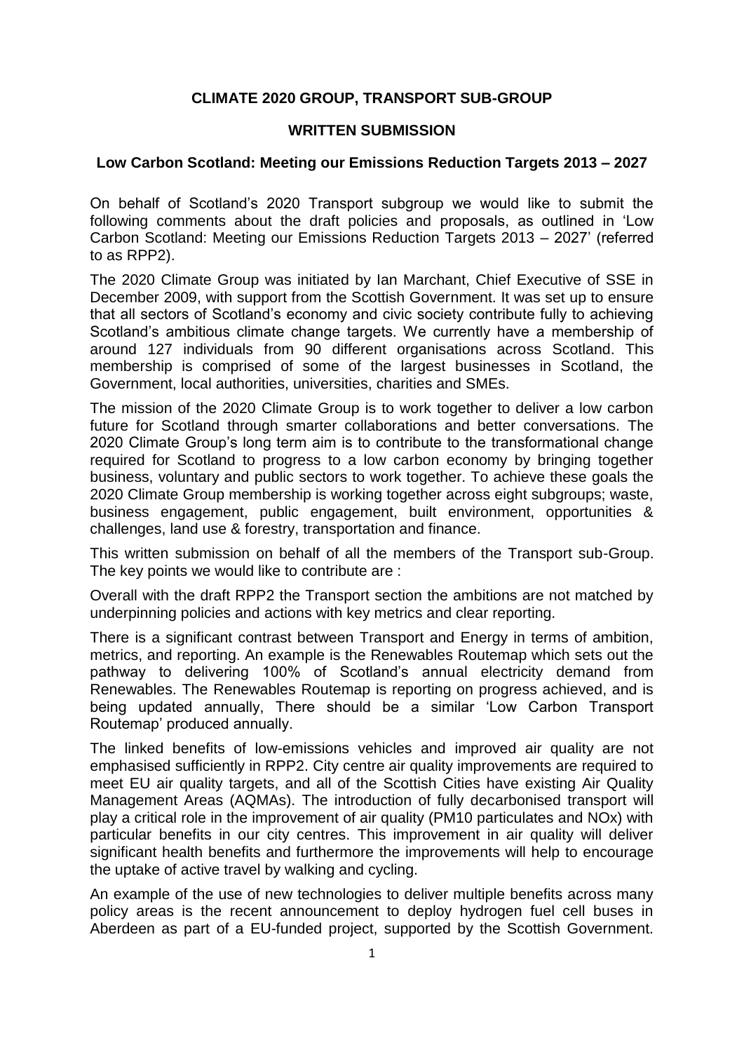**CLIMATE 2020 GROUP, TRANSPORT SUB-GROUP**

**WRITTEN SUBMISSION**

**Low Carbon Scotland: Meeting our Emissions Reduction Targets 2013 – 2027**

On behalf of Scotland's 2020 Transport subgroup we would like to submit the following comments about the draft policies and proposals, as outlined in 'Low Carbon Scotland: Meeting our Emissions Reduction Targets 2013 – 2027' (referred to as RPP2).

The 2020 Climate Group was initiated by Ian Marchant, Chief Executive of SSE in December 2009, with support from the Scottish Government. It was set up to ensure that all sectors of Scotland's economy and civic society contribute fully to achieving Scotland's ambitious climate change targets. We currently have a membership of around 127 individuals from 90 different organisations across Scotland. This membership is comprised of some of the largest businesses in Scotland, the Government, local authorities, universities, charities and SMEs.

The mission of the 2020 Climate Group is to work together to deliver a low carbon future for Scotland through smarter collaborations and better conversations. The 2020 Climate Group's long term aim is to contribute to the transformational change required for Scotland to progress to a low carbon economy by bringing together business, voluntary and public sectors to work together. To achieve these goals the 2020 Climate Group membership is working together across eight subgroups; waste, business engagement, public engagement, built environment, opportunities & challenges, land use & forestry, transportation and finance.

This written submission on behalf of all the members of the Transport sub-Group. The key points we would like to contribute are :

Overall with the draft RPP2 the Transport section the ambitions are not matched by underpinning policies and actions with key metrics and clear reporting.

There is a significant contrast between Transport and Energy in terms of ambition, metrics, and reporting. An example is the Renewables Routemap which sets out the pathway to delivering 100% of Scotland's annual electricity demand from Renewables. The Renewables Routemap is reporting on progress achieved, and is being updated annually, There should be a similar 'Low Carbon Transport Routemap' produced annually.

The linked benefits of low-emissions vehicles and improved air quality are not emphasised sufficiently in RPP2. City centre air quality improvements are required to meet EU air quality targets, and all of the Scottish Cities have existing Air Quality Management Areas (AQMAs). The introduction of fully decarbonised transport will play a critical role in the improvement of air quality (PM10 particulates and NOx) with particular benefits in our city centres. This improvement in air quality will deliver significant health benefits and furthermore the improvements will help to encourage the uptake of active travel by walking and cycling.

An example of the use of new technologies to deliver multiple benefits across many policy areas is the recent announcement to deploy hydrogen fuel cell buses in Aberdeen as part of a EU-funded project, supported by the Scottish Government.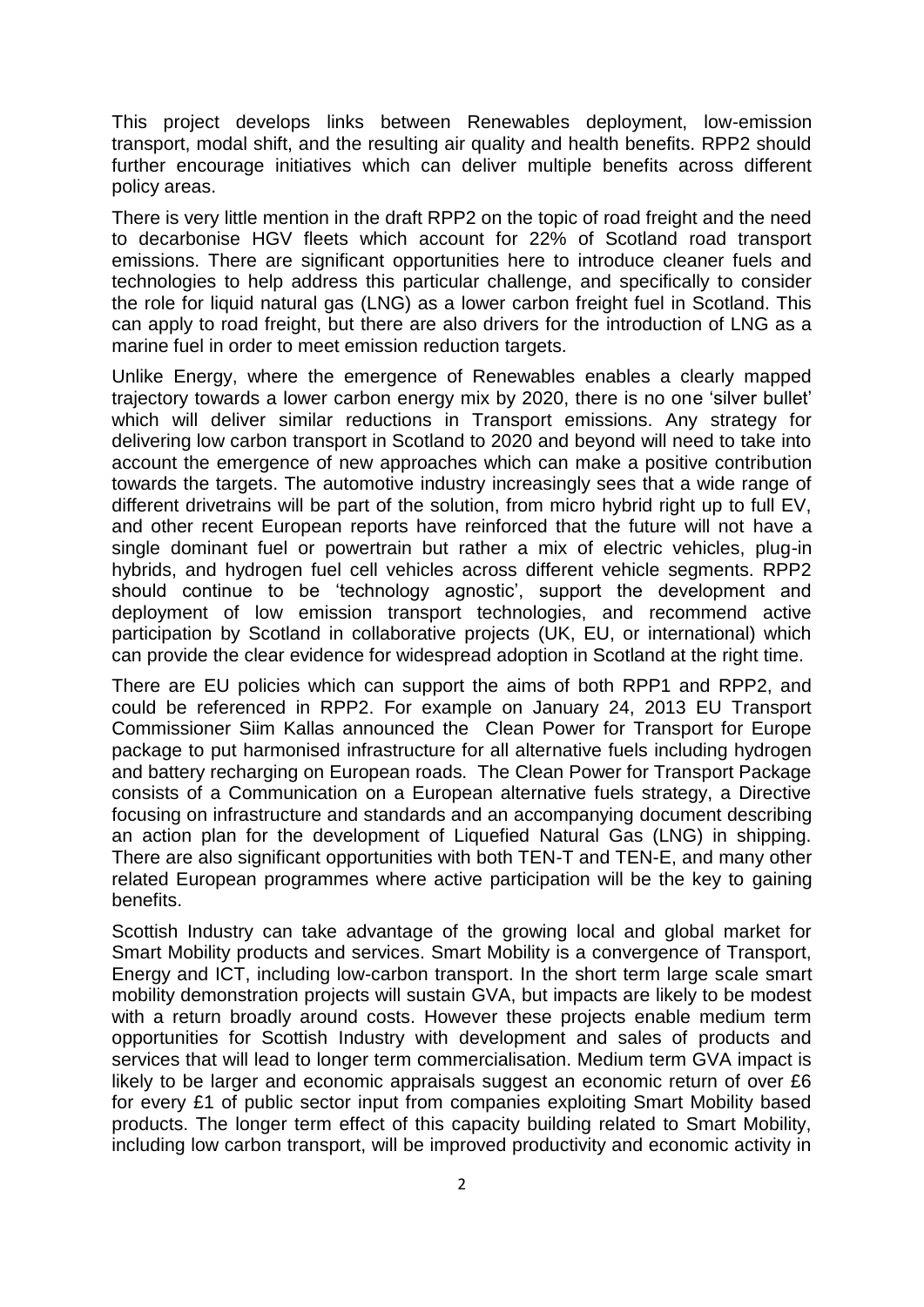This project develops links between Renewables deployment, low-emission transport, modal shift, and the resulting air quality and health benefits. RPP2 should further encourage initiatives which can deliver multiple benefits across different policy areas.

There is very little mention in the draft RPP2 on the topic of road freight and the need to decarbonise HGV fleets which account for 22% of Scotland road transport emissions. There are significant opportunities here to introduce cleaner fuels and technologies to help address this particular challenge, and specifically to consider the role for liquid natural gas (LNG) as a lower carbon freight fuel in Scotland. This can apply to road freight, but there are also drivers for the introduction of LNG as a marine fuel in order to meet emission reduction targets.

Unlike Energy, where the emergence of Renewables enables a clearly mapped trajectory towards a lower carbon energy mix by 2020, there is no one 'silver bullet' which will deliver similar reductions in Transport emissions. Any strategy for delivering low carbon transport in Scotland to 2020 and beyond will need to take into account the emergence of new approaches which can make a positive contribution towards the targets. The automotive industry increasingly sees that a wide range of different drivetrains will be part of the solution, from micro hybrid right up to full EV, and other recent European reports have reinforced that the future will not have a single dominant fuel or powertrain but rather a mix of electric vehicles, plug-in hybrids, and hydrogen fuel cell vehicles across different vehicle segments. RPP2 should continue to be 'technology agnostic', support the development and deployment of low emission transport technologies, and recommend active participation by Scotland in collaborative projects (UK, EU, or international) which can provide the clear evidence for widespread adoption in Scotland at the right time.

There are EU policies which can support the aims of both RPP1 and RPP2, and could be referenced in RPP2. For example on January 24, 2013 EU Transport Commissioner Siim Kallas announced the Clean Power for Transport for Europe package to put harmonised infrastructure for all alternative fuels including hydrogen and battery recharging on European roads. The Clean Power for Transport Package consists of a Communication on a European alternative fuels strategy, a Directive focusing on infrastructure and standards and an accompanying document describing an action plan for the development of Liquefied Natural Gas (LNG) in shipping. There are also significant opportunities with both TEN-T and TEN-E, and many other related European programmes where active participation will be the key to gaining benefits.

Scottish Industry can take advantage of the growing local and global market for Smart Mobility products and services. Smart Mobility is a convergence of Transport, Energy and ICT, including low-carbon transport. In the short term large scale smart mobility demonstration projects will sustain GVA, but impacts are likely to be modest with a return broadly around costs. However these projects enable medium term opportunities for Scottish Industry with development and sales of products and services that will lead to longer term commercialisation. Medium term GVA impact is likely to be larger and economic appraisals suggest an economic return of over £6 for every £1 of public sector input from companies exploiting Smart Mobility based products. The longer term effect of this capacity building related to Smart Mobility, including low carbon transport, will be improved productivity and economic activity in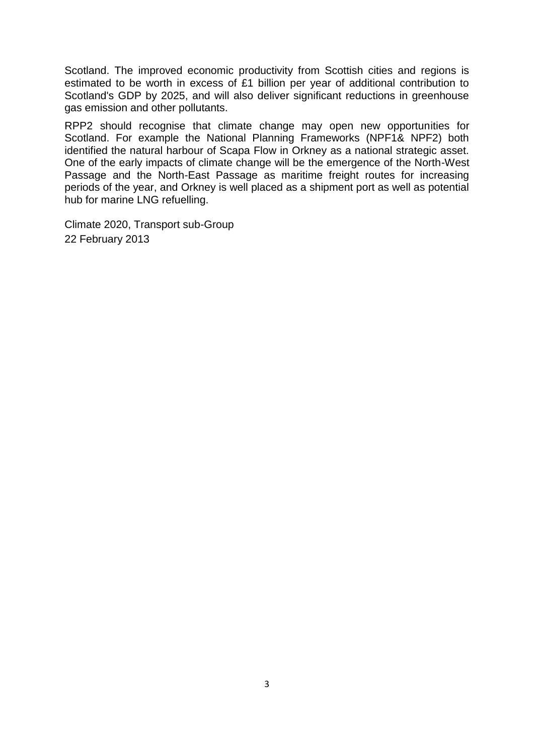Scotland. The improved economic productivity from Scottish cities and regions is estimated to be worth in excess of £1 billion per year of additional contribution to Scotland's GDP by 2025, and will also deliver significant reductions in greenhouse gas emission and other pollutants.

RPP2 should recognise that climate change may open new opportunities for Scotland. For example the National Planning Frameworks (NPF1& NPF2) both identified the natural harbour of Scapa Flow in Orkney as a national strategic asset. One of the early impacts of climate change will be the emergence of the North-West Passage and the North-East Passage as maritime freight routes for increasing periods of the year, and Orkney is well placed as a shipment port as well as potential hub for marine LNG refuelling.

Climate 2020, Transport sub-Group
22 February 2013